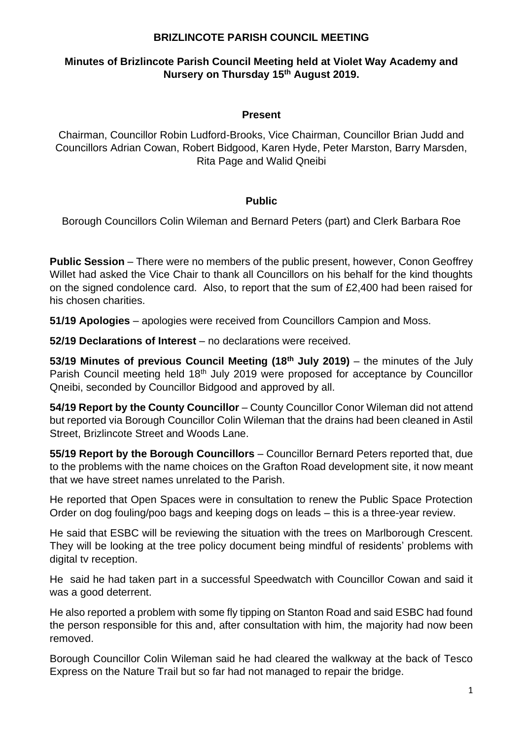# BRIZLINCOTE PARISH COUNCIL MEETING

**Minutes of Brizlincote Parish Council Meeting held at Violet Way Academy and Nursery on Thursday 15th August 2019.**

## Present

Chairman, Councillor Robin Ludford-Brooks, Vice Chairman, Councillor Brian Judd and Councillors Adrian Cowan, Robert Bidgood, Karen Hyde, Peter Marston, Barry Marsden, Rita Page and Walid Qneibi

## Public

Borough Councillors Colin Wileman and Bernard Peters (part) and Clerk Barbara Roe

**Public Session** – There were no members of the public present, however, Conon Geoffrey Willet had asked the Vice Chair to thank all Councillors on his behalf for the kind thoughts on the signed condolence card. Also, to report that the sum of £2,400 had been raised for his chosen charities.

**51/19 Apologies** – apologies were received from Councillors Campion and Moss.

**52/19 Declarations of Interest** – no declarations were received.

**53/19 Minutes of previous Council Meeting (18th July 2019)** – the minutes of the July Parish Council meeting held 18th July 2019 were proposed for acceptance by Councillor Qneibi, seconded by Councillor Bidgood and approved by all.

**54/19 Report by the County Councillor** – County Councillor Conor Wileman did not attend but reported via Borough Councillor Colin Wileman that the drains had been cleaned in Astil Street, Brizlincote Street and Woods Lane.

**55/19 Report by the Borough Councillors** – Councillor Bernard Peters reported that, due to the problems with the name choices on the Grafton Road development site, it now meant that we have street names unrelated to the Parish.

He reported that Open Spaces were in consultation to renew the Public Space Protection Order on dog fouling/poo bags and keeping dogs on leads – this is a three-year review.

He said that ESBC will be reviewing the situation with the trees on Marlborough Crescent. They will be looking at the tree policy document being mindful of residents' problems with digital tv reception.

He said he had taken part in a successful Speedwatch with Councillor Cowan and said it was a good deterrent.

He also reported a problem with some fly tipping on Stanton Road and said ESBC had found the person responsible for this and, after consultation with him, the majority had now been removed.

Borough Councillor Colin Wileman said he had cleared the walkway at the back of Tesco Express on the Nature Trail but so far had not managed to repair the bridge.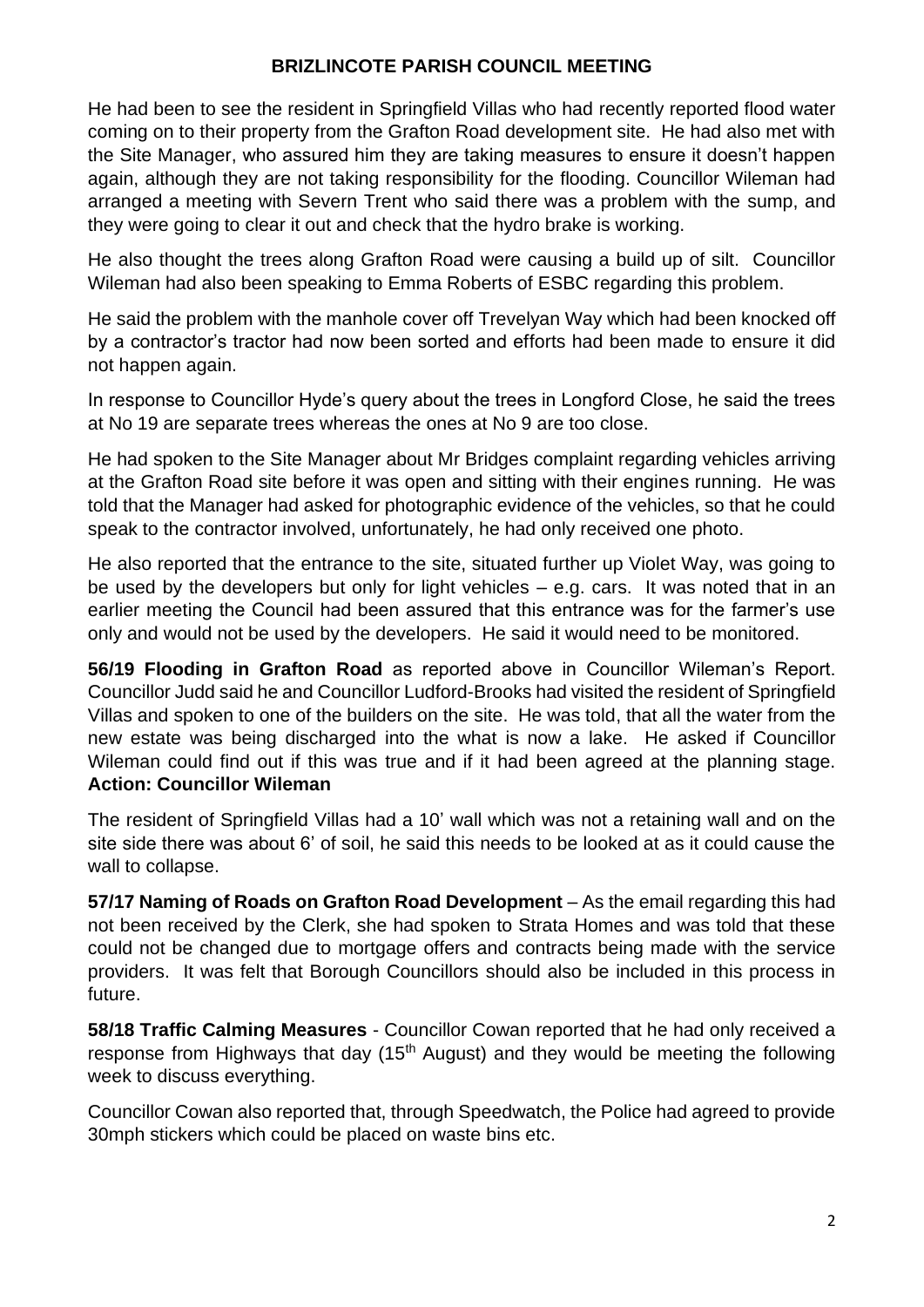**BRIZLINCOTE PARISH COUNCIL MEETING**

He had been to see the resident in Springfield Villas who had recently reported flood water coming on to their property from the Grafton Road development site. He had also met with the Site Manager, who assured him they are taking measures to ensure it doesn't happen again, although they are not taking responsibility for the flooding. Councillor Wileman had arranged a meeting with Severn Trent who said there was a problem with the sump, and they were going to clear it out and check that the hydro brake is working.

He also thought the trees along Grafton Road were causing a build up of silt. Councillor Wileman had also been speaking to Emma Roberts of ESBC regarding this problem.

He said the problem with the manhole cover off Trevelyan Way which had been knocked off by a contractor's tractor had now been sorted and efforts had been made to ensure it did not happen again.

In response to Councillor Hyde's query about the trees in Longford Close, he said the trees at No 19 are separate trees whereas the ones at No 9 are too close.

He had spoken to the Site Manager about Mr Bridges complaint regarding vehicles arriving at the Grafton Road site before it was open and sitting with their engines running. He was told that the Manager had asked for photographic evidence of the vehicles, so that he could speak to the contractor involved, unfortunately, he had only received one photo.

He also reported that the entrance to the site, situated further up Violet Way, was going to be used by the developers but only for light vehicles – e.g. cars. It was noted that in an earlier meeting the Council had been assured that this entrance was for the farmer's use only and would not be used by the developers. He said it would need to be monitored.

**56/19 Flooding in Grafton Road** as reported above in Councillor Wileman's Report. Councillor Judd said he and Councillor Ludford-Brooks had visited the resident of Springfield Villas and spoken to one of the builders on the site. He was told, that all the water from the new estate was being discharged into the what is now a lake. He asked if Councillor Wileman could find out if this was true and if it had been agreed at the planning stage. **Action: Councillor Wileman**

The resident of Springfield Villas had a 10' wall which was not a retaining wall and on the site side there was about 6' of soil, he said this needs to be looked at as it could cause the wall to collapse.

**57/17 Naming of Roads on Grafton Road Development** – As the email regarding this had not been received by the Clerk, she had spoken to Strata Homes and was told that these could not be changed due to mortgage offers and contracts being made with the service providers. It was felt that Borough Councillors should also be included in this process in future.

**58/18 Traffic Calming Measures** - Councillor Cowan reported that he had only received a response from Highways that day (15th August) and they would be meeting the following week to discuss everything.

Councillor Cowan also reported that, through Speedwatch, the Police had agreed to provide 30mph stickers which could be placed on waste bins etc.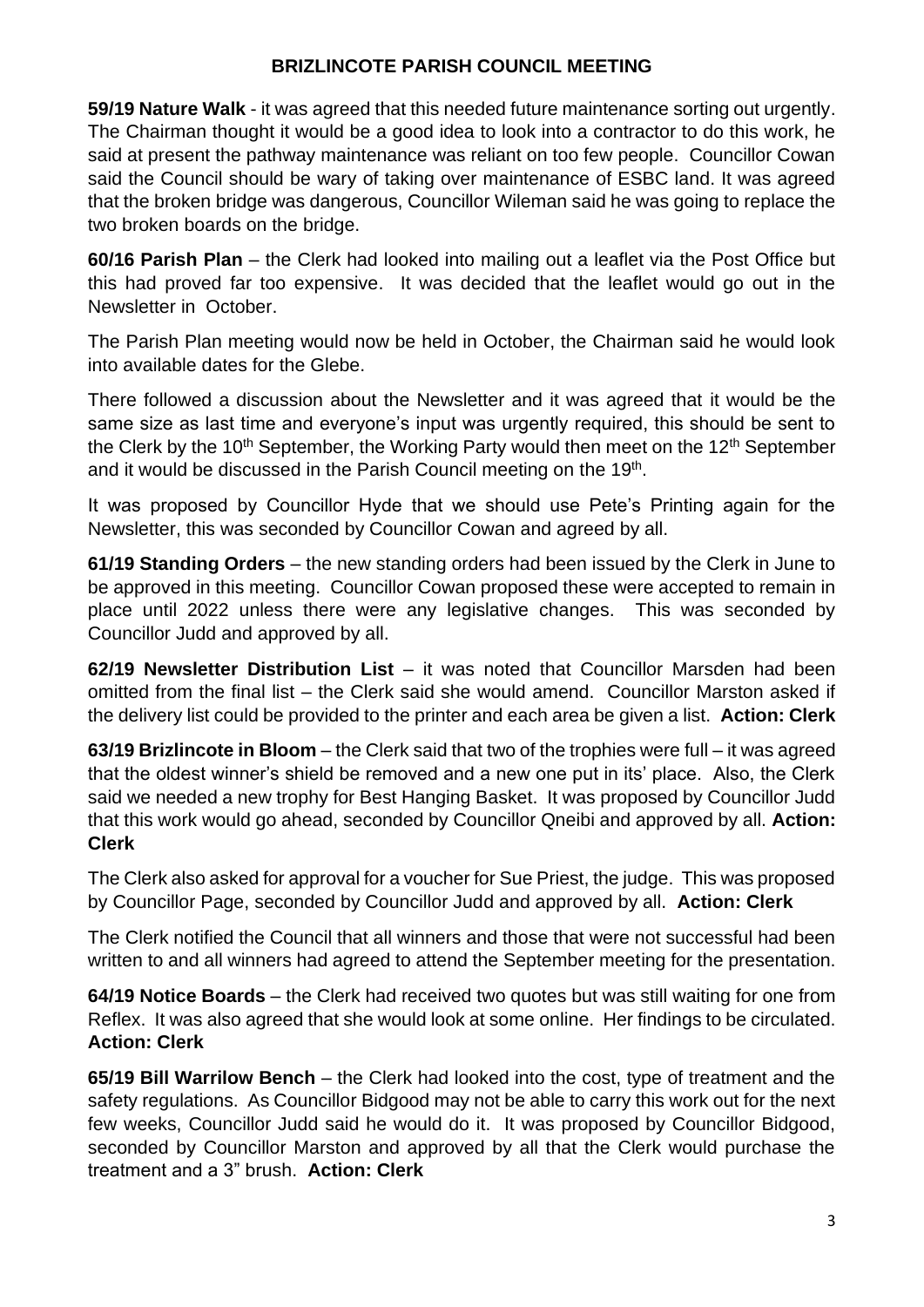## BRIZLINCOTE PARISH COUNCIL MEETING

**59/19 Nature Walk** - it was agreed that this needed future maintenance sorting out urgently. The Chairman thought it would be a good idea to look into a contractor to do this work, he said at present the pathway maintenance was reliant on too few people. Councillor Cowan said the Council should be wary of taking over maintenance of ESBC land. It was agreed that the broken bridge was dangerous, Councillor Wileman said he was going to replace the two broken boards on the bridge.

**60/16 Parish Plan** – the Clerk had looked into mailing out a leaflet via the Post Office but this had proved far too expensive. It was decided that the leaflet would go out in the Newsletter in October.

The Parish Plan meeting would now be held in October, the Chairman said he would look into available dates for the Glebe.

There followed a discussion about the Newsletter and it was agreed that it would be the same size as last time and everyone's input was urgently required, this should be sent to the Clerk by the 10th September, the Working Party would then meet on the 12th September and it would be discussed in the Parish Council meeting on the 19th.

It was proposed by Councillor Hyde that we should use Pete's Printing again for the Newsletter, this was seconded by Councillor Cowan and agreed by all.

**61/19 Standing Orders** – the new standing orders had been issued by the Clerk in June to be approved in this meeting. Councillor Cowan proposed these were accepted to remain in place until 2022 unless there were any legislative changes. This was seconded by Councillor Judd and approved by all.

**62/19 Newsletter Distribution List** – it was noted that Councillor Marsden had been omitted from the final list – the Clerk said she would amend. Councillor Marston asked if the delivery list could be provided to the printer and each area be given a list. **Action: Clerk**

**63/19 Brizlincote in Bloom** – the Clerk said that two of the trophies were full – it was agreed that the oldest winner's shield be removed and a new one put in its' place. Also, the Clerk said we needed a new trophy for Best Hanging Basket. It was proposed by Councillor Judd that this work would go ahead, seconded by Councillor Qneibi and approved by all. **Action: Clerk**

The Clerk also asked for approval for a voucher for Sue Priest, the judge. This was proposed by Councillor Page, seconded by Councillor Judd and approved by all. **Action: Clerk**

The Clerk notified the Council that all winners and those that were not successful had been written to and all winners had agreed to attend the September meeting for the presentation.

**64/19 Notice Boards** – the Clerk had received two quotes but was still waiting for one from Reflex. It was also agreed that she would look at some online. Her findings to be circulated. **Action: Clerk**

**65/19 Bill Warrilow Bench** – the Clerk had looked into the cost, type of treatment and the safety regulations. As Councillor Bidgood may not be able to carry this work out for the next few weeks, Councillor Judd said he would do it. It was proposed by Councillor Bidgood, seconded by Councillor Marston and approved by all that the Clerk would purchase the treatment and a 3" brush. **Action: Clerk**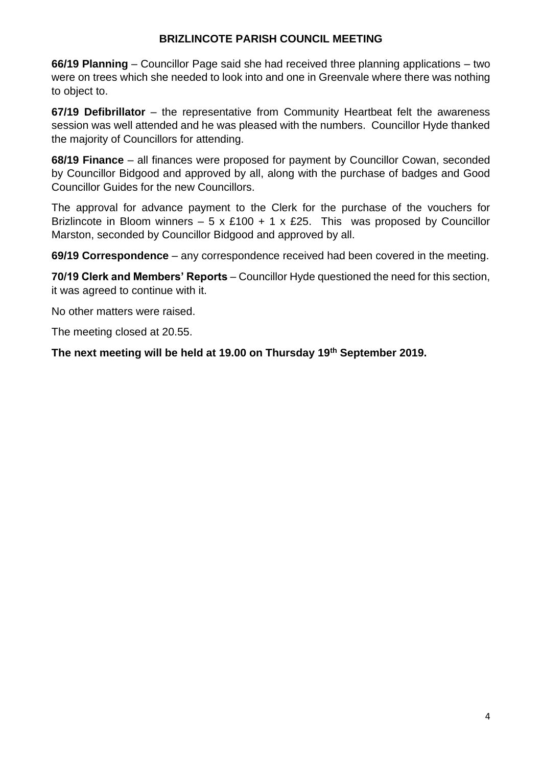**BRIZLINCOTE PARISH COUNCIL MEETING**

**66/19 Planning** – Councillor Page said she had received three planning applications – two were on trees which she needed to look into and one in Greenvale where there was nothing to object to.

**67/19 Defibrillator** – the representative from Community Heartbeat felt the awareness session was well attended and he was pleased with the numbers. Councillor Hyde thanked the majority of Councillors for attending.

**68/19 Finance** – all finances were proposed for payment by Councillor Cowan, seconded by Councillor Bidgood and approved by all, along with the purchase of badges and Good Councillor Guides for the new Councillors.

The approval for advance payment to the Clerk for the purchase of the vouchers for Brizlincote in Bloom winners – 5 x £100 + 1 x £25. This was proposed by Councillor Marston, seconded by Councillor Bidgood and approved by all.

**69/19 Correspondence** – any correspondence received had been covered in the meeting.

**70/19 Clerk and Members' Reports** – Councillor Hyde questioned the need for this section, it was agreed to continue with it.

No other matters were raised.

The meeting closed at 20.55.

**The next meeting will be held at 19.00 on Thursday 19th September 2019.**